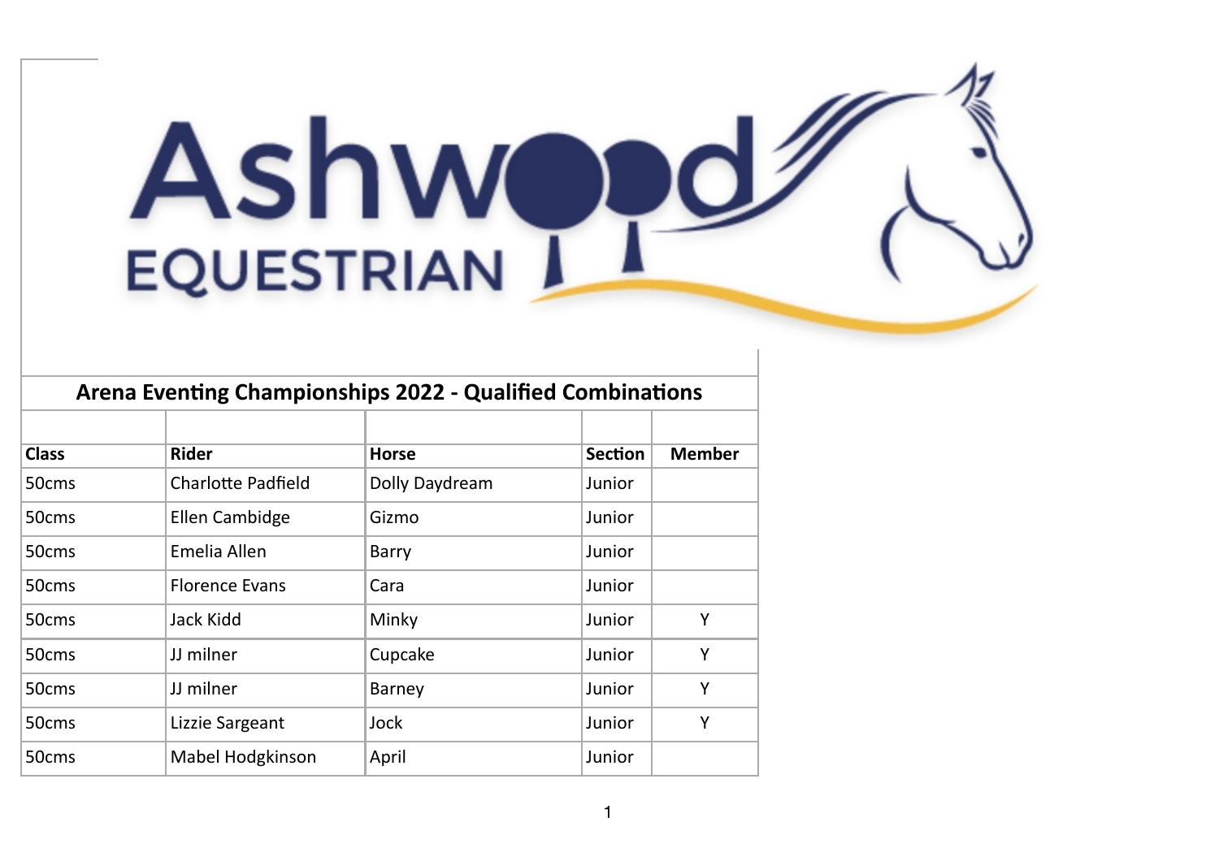Ashwood EQUESTRIAN

## Arena Eventing Championships 2022 - Qualified Combinations

| Class | Rider | Horse | Section | Member |
|---|---|---|---|---|
| 50cms | Charlotte Padfield | Dolly Daydream | Junior | |
| 50cms | Ellen Cambidge | Gizmo | Junior | |
| 50cms | Emelia Allen | Barry | Junior | |
| 50cms | Florence Evans | Cara | Junior | |
| 50cms | Jack Kidd | Minky | Junior | Y |
| 50cms | JJ milner | Cupcake | Junior | Y |
| 50cms | JJ milner | Barney | Junior | Y |
| 50cms | Lizzie Sargeant | Jock | Junior | Y |
| 50cms | Mabel Hodgkinson | April | Junior | |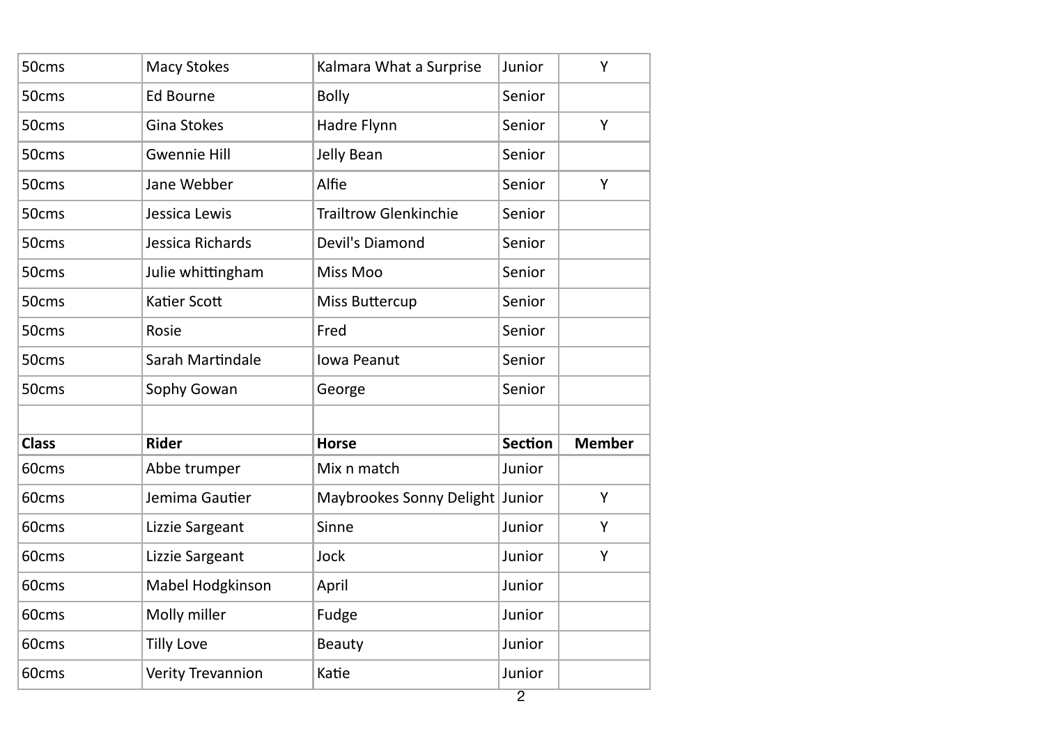| | | | | |
|---|---|---|---|---|
| 50cms | Macy Stokes | Kalmara What a Surprise | Junior | Y |
| 50cms | Ed Bourne | Bolly | Senior | |
| 50cms | Gina Stokes | Hadre Flynn | Senior | Y |
| 50cms | Gwennie Hill | Jelly Bean | Senior | |
| 50cms | Jane Webber | Alfie | Senior | Y |
| 50cms | Jessica Lewis | Trailtrow Glenkinchie | Senior | |
| 50cms | Jessica Richards | Devil's Diamond | Senior | |
| 50cms | Julie whittingham | Miss Moo | Senior | |
| 50cms | Katier Scott | Miss Buttercup | Senior | |
| 50cms | Rosie | Fred | Senior | |
| 50cms | Sarah Martindale | Iowa Peanut | Senior | |
| 50cms | Sophy Gowan | George | Senior | |
| | | | | |
| **Class** | **Rider** | **Horse** | **Section** | **Member** |
| 60cms | Abbe trumper | Mix n match | Junior | |
| 60cms | Jemima Gautier | Maybrookes Sonny Delight | Junior | Y |
| 60cms | Lizzie Sargeant | Sinne | Junior | Y |
| 60cms | Lizzie Sargeant | Jock | Junior | Y |
| 60cms | Mabel Hodgkinson | April | Junior | |
| 60cms | Molly miller | Fudge | Junior | |
| 60cms | Tilly Love | Beauty | Junior | |
| 60cms | Verity Trevannion | Katie | Junior | |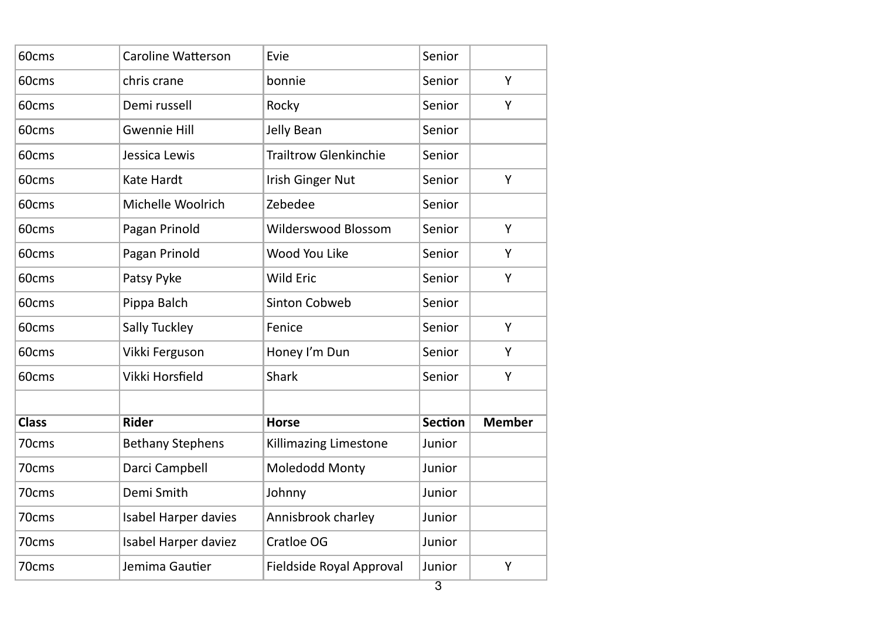| 60cms | Caroline Watterson | Evie | Senior | |
|---|---|---|---|---|
| 60cms | chris crane | bonnie | Senior | Y |
| 60cms | Demi russell | Rocky | Senior | Y |
| 60cms | Gwennie Hill | Jelly Bean | Senior | |
| 60cms | Jessica Lewis | Trailtrow Glenkinchie | Senior | |
| 60cms | Kate Hardt | Irish Ginger Nut | Senior | Y |
| 60cms | Michelle Woolrich | Zebedee | Senior | |
| 60cms | Pagan Prinold | Wilderswood Blossom | Senior | Y |
| 60cms | Pagan Prinold | Wood You Like | Senior | Y |
| 60cms | Patsy Pyke | Wild Eric | Senior | Y |
| 60cms | Pippa Balch | Sinton Cobweb | Senior | |
| 60cms | Sally Tuckley | Fenice | Senior | Y |
| 60cms | Vikki Ferguson | Honey I'm Dun | Senior | Y |
| 60cms | Vikki Horsfield | Shark | Senior | Y |

| Class | Rider | Horse | Section | Member |
|---|---|---|---|---|
| 70cms | Bethany Stephens | Killimazing Limestone | Junior | |
| 70cms | Darci Campbell | Moledodd Monty | Junior | |
| 70cms | Demi Smith | Johnny | Junior | |
| 70cms | Isabel Harper davies | Annisbrook charley | Junior | |
| 70cms | Isabel Harper daviez | Cratloe OG | Junior | |
| 70cms | Jemima Gautier | Fieldside Royal Approval | Junior | Y |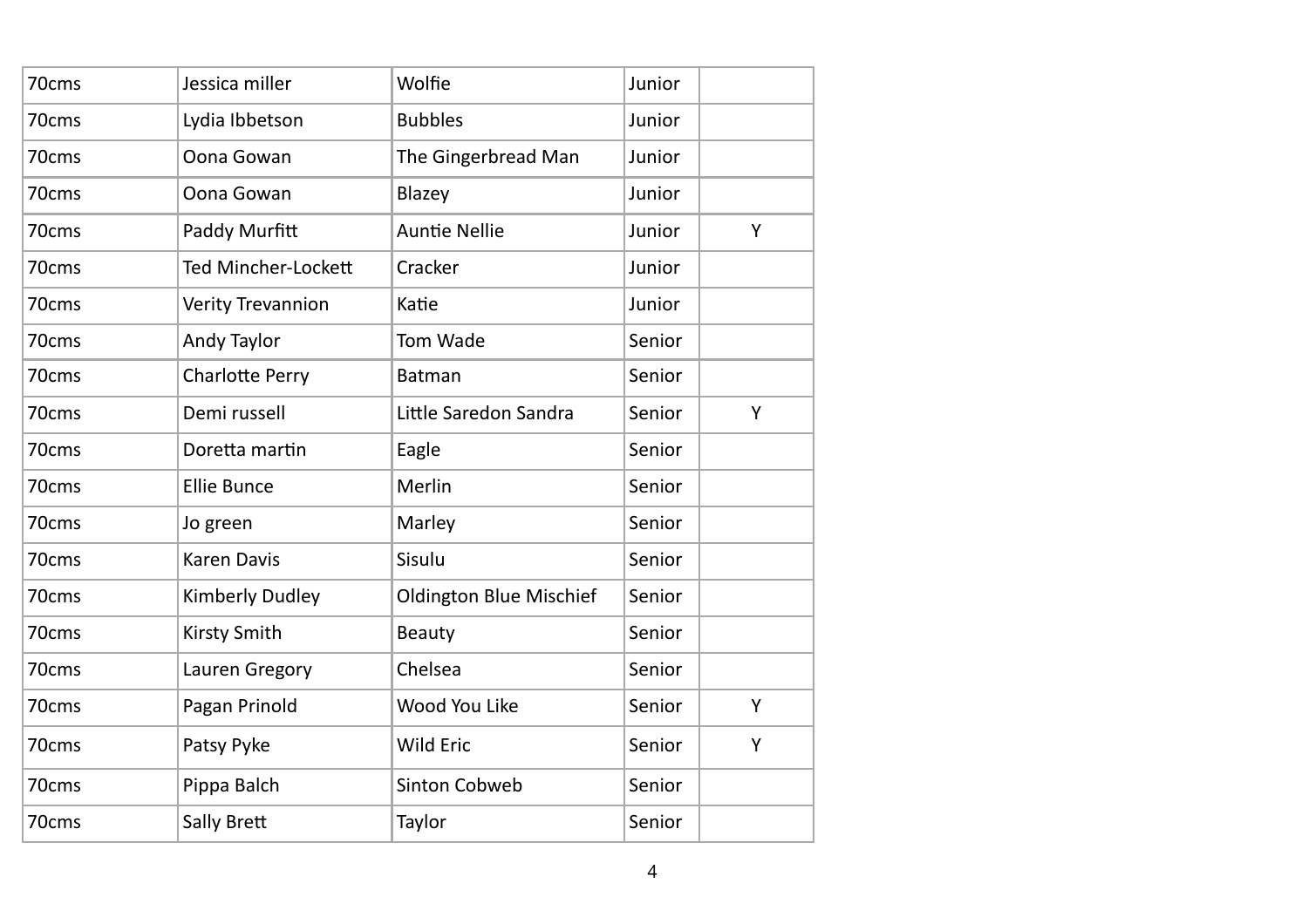| | | | | |
|---|---|---|---|---|
| 70cms | Jessica miller | Wolfie | Junior | |
| 70cms | Lydia Ibbetson | Bubbles | Junior | |
| 70cms | Oona Gowan | The Gingerbread Man | Junior | |
| 70cms | Oona Gowan | Blazey | Junior | |
| 70cms | Paddy Murfitt | Auntie Nellie | Junior | Y |
| 70cms | Ted Mincher-Lockett | Cracker | Junior | |
| 70cms | Verity Trevannion | Katie | Junior | |
| 70cms | Andy Taylor | Tom Wade | Senior | |
| 70cms | Charlotte Perry | Batman | Senior | |
| 70cms | Demi russell | Little Saredon Sandra | Senior | Y |
| 70cms | Doretta martin | Eagle | Senior | |
| 70cms | Ellie Bunce | Merlin | Senior | |
| 70cms | Jo green | Marley | Senior | |
| 70cms | Karen Davis | Sisulu | Senior | |
| 70cms | Kimberly Dudley | Oldington Blue Mischief | Senior | |
| 70cms | Kirsty Smith | Beauty | Senior | |
| 70cms | Lauren Gregory | Chelsea | Senior | |
| 70cms | Pagan Prinold | Wood You Like | Senior | Y |
| 70cms | Patsy Pyke | Wild Eric | Senior | Y |
| 70cms | Pippa Balch | Sinton Cobweb | Senior | |
| 70cms | Sally Brett | Taylor | Senior | |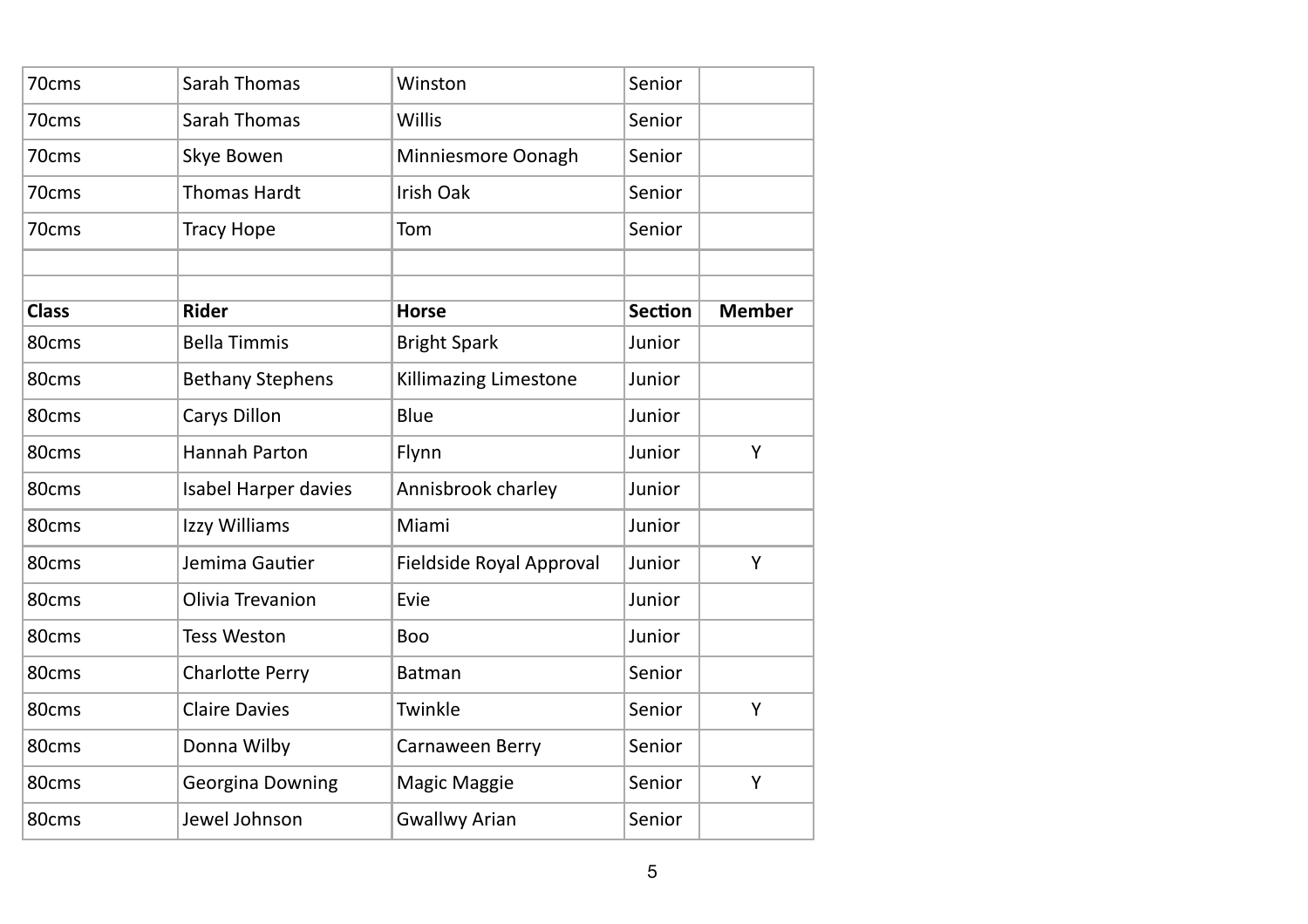| | | | | |
|---|---|---|---|---|
| 70cms | Sarah Thomas | Winston | Senior | |
| 70cms | Sarah Thomas | Willis | Senior | |
| 70cms | Skye Bowen | Minniesmore Oonagh | Senior | |
| 70cms | Thomas Hardt | Irish Oak | Senior | |
| 70cms | Tracy Hope | Tom | Senior | |

| Class | Rider | Horse | Section | Member |
|---|---|---|---|---|
| 80cms | Bella Timmis | Bright Spark | Junior | |
| 80cms | Bethany Stephens | Killimazing Limestone | Junior | |
| 80cms | Carys Dillon | Blue | Junior | |
| 80cms | Hannah Parton | Flynn | Junior | Y |
| 80cms | Isabel Harper davies | Annisbrook charley | Junior | |
| 80cms | Izzy Williams | Miami | Junior | |
| 80cms | Jemima Gautier | Fieldside Royal Approval | Junior | Y |
| 80cms | Olivia Trevanion | Evie | Junior | |
| 80cms | Tess Weston | Boo | Junior | |
| 80cms | Charlotte Perry | Batman | Senior | |
| 80cms | Claire Davies | Twinkle | Senior | Y |
| 80cms | Donna Wilby | Carnaween Berry | Senior | |
| 80cms | Georgina Downing | Magic Maggie | Senior | Y |
| 80cms | Jewel Johnson | Gwallwy Arian | Senior | |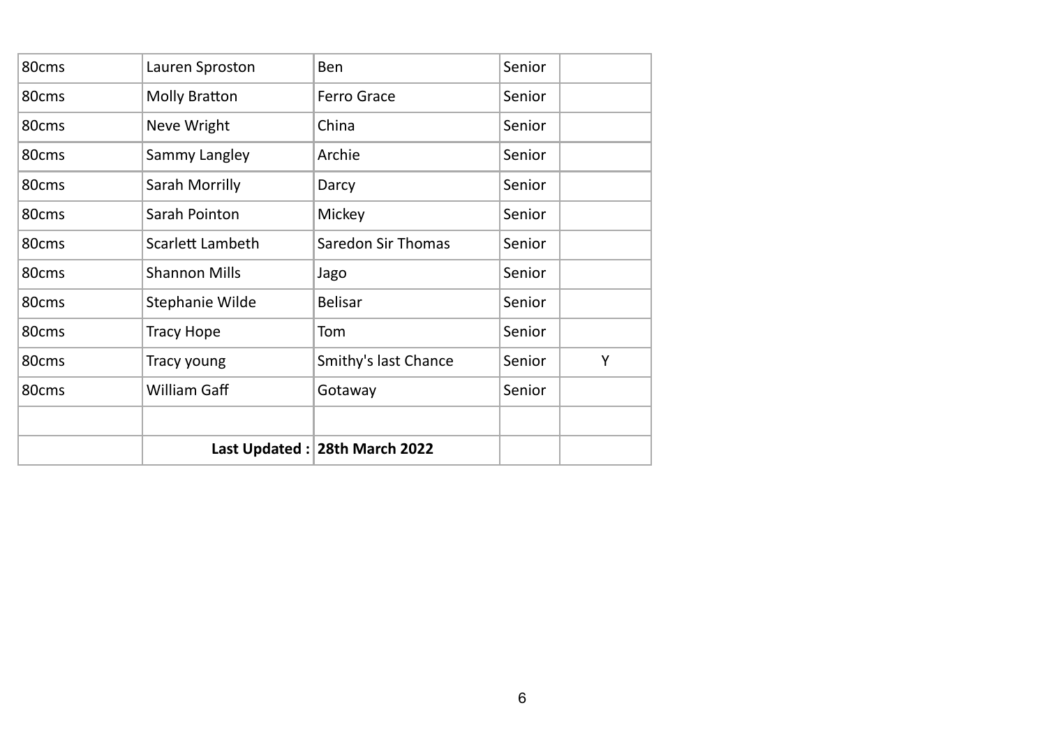| | | | | |
|---|---|---|---|---|
| 80cms | Lauren Sproston | Ben | Senior | |
| 80cms | Molly Bratton | Ferro Grace | Senior | |
| 80cms | Neve Wright | China | Senior | |
| 80cms | Sammy Langley | Archie | Senior | |
| 80cms | Sarah Morrilly | Darcy | Senior | |
| 80cms | Sarah Pointon | Mickey | Senior | |
| 80cms | Scarlett Lambeth | Saredon Sir Thomas | Senior | |
| 80cms | Shannon Mills | Jago | Senior | |
| 80cms | Stephanie Wilde | Belisar | Senior | |
| 80cms | Tracy Hope | Tom | Senior | |
| 80cms | Tracy young | Smithy's last Chance | Senior | Y |
| 80cms | William Gaff | Gotaway | Senior | |
| | | | | |
| | **Last Updated :** | **28th March 2022** | | |